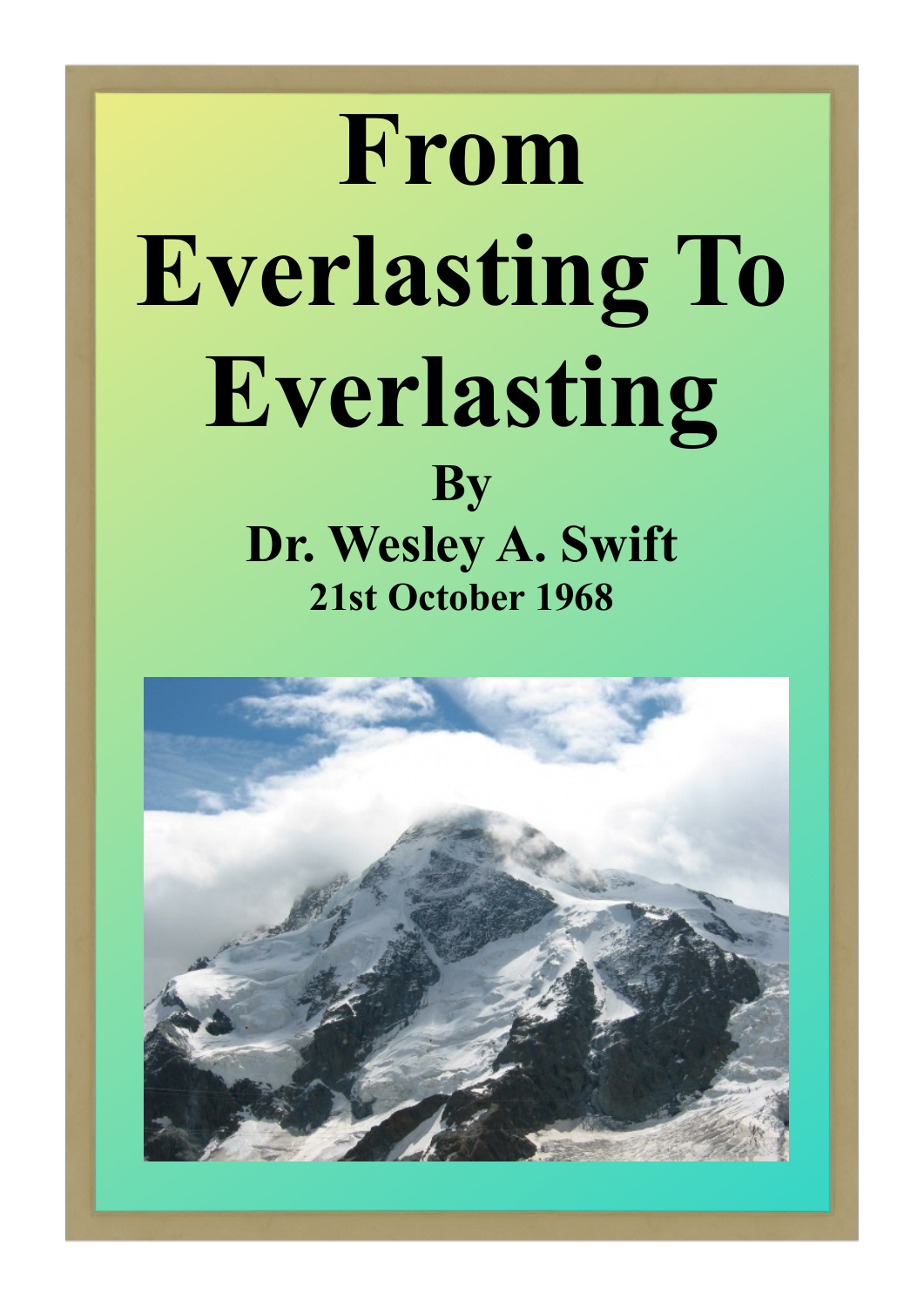# From Everlasting To Everlasting

**By**

**Dr. Wesley A. Swift**

**21st October 1968**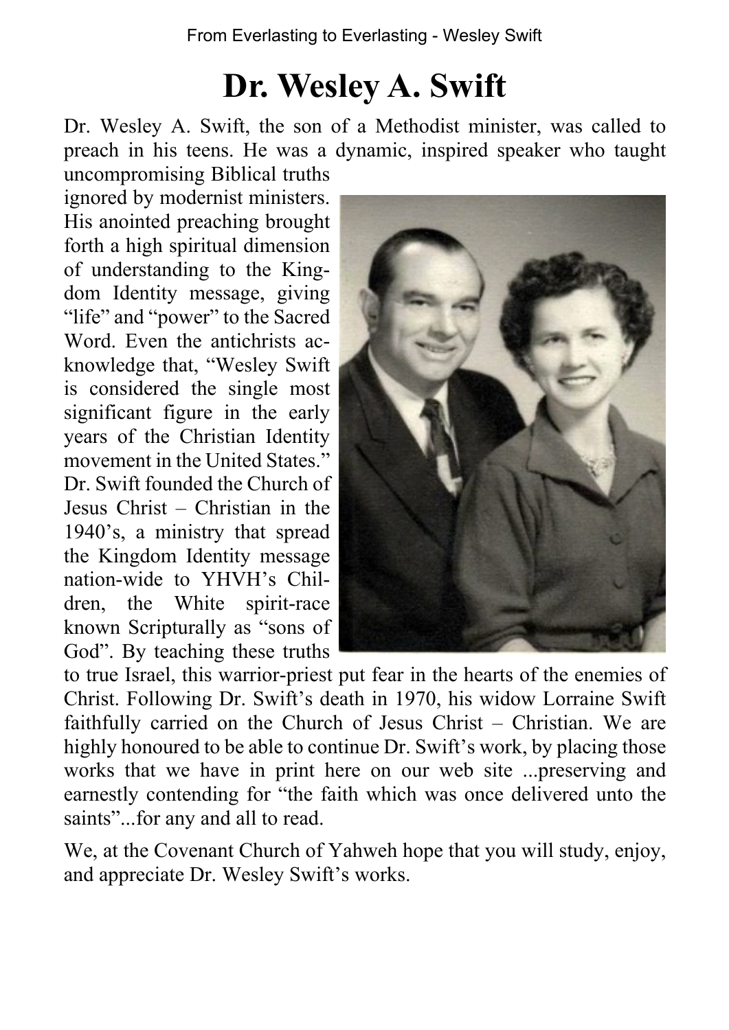# Dr. Wesley A. Swift

Dr. Wesley A. Swift, the son of a Methodist minister, was called to preach in his teens. He was a dynamic, inspired speaker who taught uncompromising Biblical truths ignored by modernist ministers. His anointed preaching brought forth a high spiritual dimension of understanding to the Kingdom Identity message, giving "life" and "power" to the Sacred Word. Even the antichrists acknowledge that, "Wesley Swift is considered the single most significant figure in the early years of the Christian Identity movement in the United States." Dr. Swift founded the Church of Jesus Christ – Christian in the 1940's, a ministry that spread the Kingdom Identity message nation-wide to YHVH's Children, the White spirit-race known Scripturally as "sons of God". By teaching these truths to true Israel, this warrior-priest put fear in the hearts of the enemies of Christ. Following Dr. Swift's death in 1970, his widow Lorraine Swift faithfully carried on the Church of Jesus Christ – Christian. We are highly honoured to be able to continue Dr. Swift's work, by placing those works that we have in print here on our web site ...preserving and earnestly contending for "the faith which was once delivered unto the saints"...for any and all to read.

We, at the Covenant Church of Yahweh hope that you will study, enjoy, and appreciate Dr. Wesley Swift's works.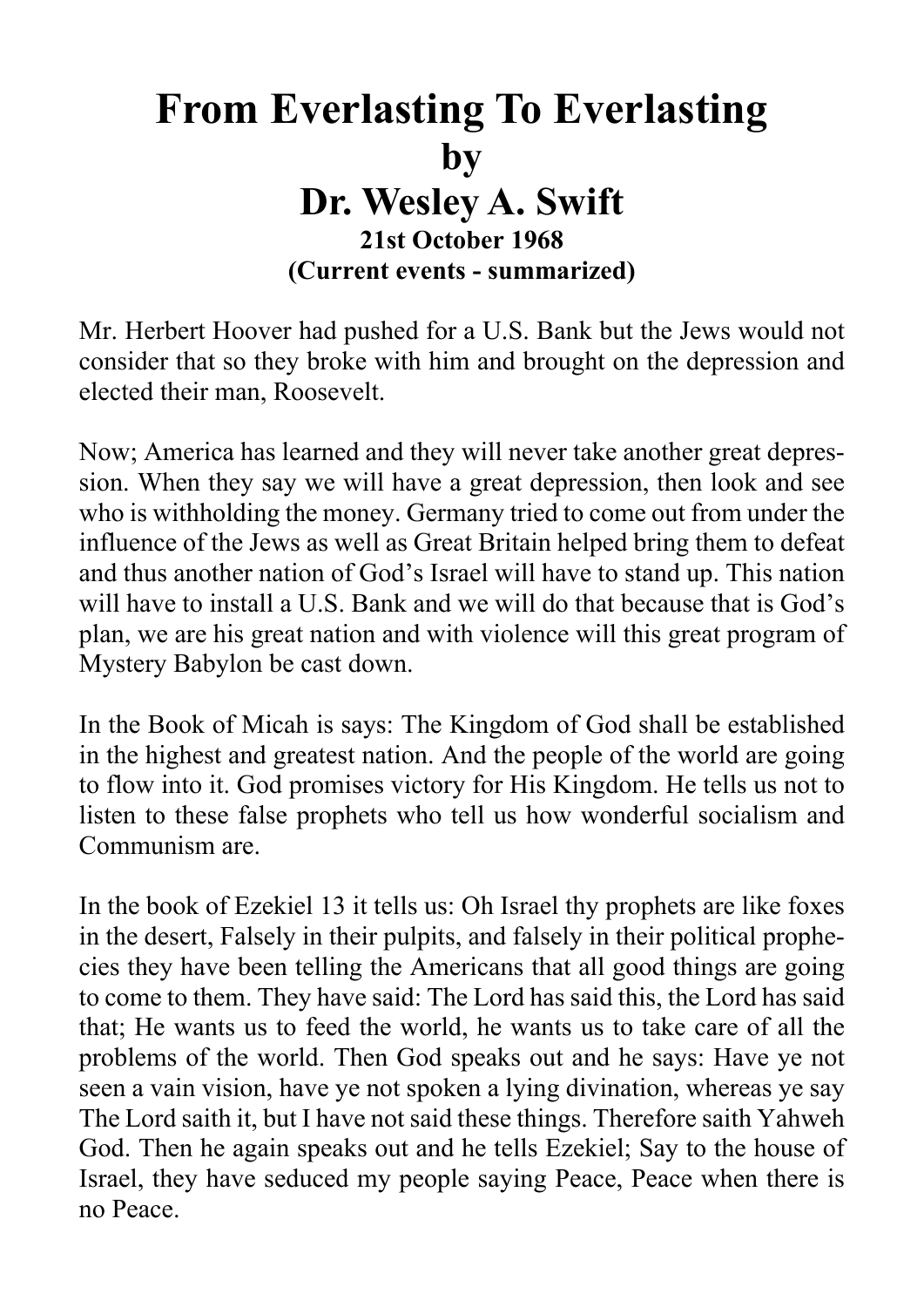# From Everlasting To Everlasting
## by
## Dr. Wesley A. Swift
### 21st October 1968
### (Current events - summarized)

Mr. Herbert Hoover had pushed for a U.S. Bank but the Jews would not consider that so they broke with him and brought on the depression and elected their man, Roosevelt.

Now; America has learned and they will never take another great depression. When they say we will have a great depression, then look and see who is withholding the money. Germany tried to come out from under the influence of the Jews as well as Great Britain helped bring them to defeat and thus another nation of God's Israel will have to stand up. This nation will have to install a U.S. Bank and we will do that because that is God's plan, we are his great nation and with violence will this great program of Mystery Babylon be cast down.

In the Book of Micah is says: The Kingdom of God shall be established in the highest and greatest nation. And the people of the world are going to flow into it. God promises victory for His Kingdom. He tells us not to listen to these false prophets who tell us how wonderful socialism and Communism are.

In the book of Ezekiel 13 it tells us: Oh Israel thy prophets are like foxes in the desert, Falsely in their pulpits, and falsely in their political prophecies they have been telling the Americans that all good things are going to come to them. They have said: The Lord has said this, the Lord has said that; He wants us to feed the world, he wants us to take care of all the problems of the world. Then God speaks out and he says: Have ye not seen a vain vision, have ye not spoken a lying divination, whereas ye say The Lord saith it, but I have not said these things. Therefore saith Yahweh God. Then he again speaks out and he tells Ezekiel; Say to the house of Israel, they have seduced my people saying Peace, Peace when there is no Peace.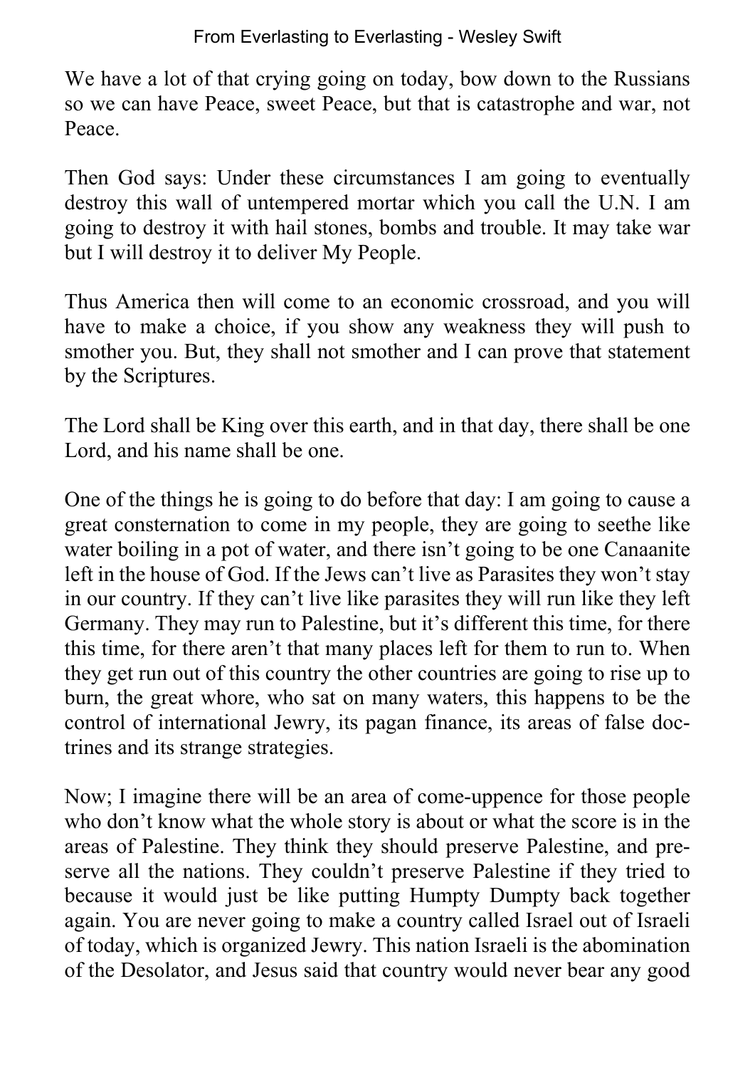We have a lot of that crying going on today, bow down to the Russians so we can have Peace, sweet Peace, but that is catastrophe and war, not Peace.

Then God says: Under these circumstances I am going to eventually destroy this wall of untempered mortar which you call the U.N. I am going to destroy it with hail stones, bombs and trouble. It may take war but I will destroy it to deliver My People.

Thus America then will come to an economic crossroad, and you will have to make a choice, if you show any weakness they will push to smother you. But, they shall not smother and I can prove that statement by the Scriptures.

The Lord shall be King over this earth, and in that day, there shall be one Lord, and his name shall be one.

One of the things he is going to do before that day: I am going to cause a great consternation to come in my people, they are going to seethe like water boiling in a pot of water, and there isn't going to be one Canaanite left in the house of God. If the Jews can't live as Parasites they won't stay in our country. If they can't live like parasites they will run like they left Germany. They may run to Palestine, but it's different this time, for there this time, for there aren't that many places left for them to run to. When they get run out of this country the other countries are going to rise up to burn, the great whore, who sat on many waters, this happens to be the control of international Jewry, its pagan finance, its areas of false doctrines and its strange strategies.

Now; I imagine there will be an area of come-uppence for those people who don't know what the whole story is about or what the score is in the areas of Palestine. They think they should preserve Palestine, and preserve all the nations. They couldn't preserve Palestine if they tried to because it would just be like putting Humpty Dumpty back together again. You are never going to make a country called Israel out of Israeli of today, which is organized Jewry. This nation Israeli is the abomination of the Desolator, and Jesus said that country would never bear any good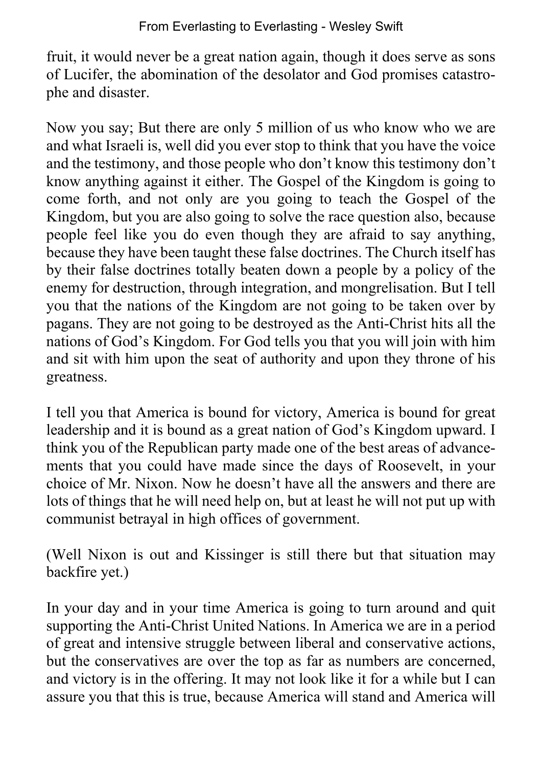fruit, it would never be a great nation again, though it does serve as sons of Lucifer, the abomination of the desolator and God promises catastrophe and disaster.

Now you say; But there are only 5 million of us who know who we are and what Israeli is, well did you ever stop to think that you have the voice and the testimony, and those people who don't know this testimony don't know anything against it either. The Gospel of the Kingdom is going to come forth, and not only are you going to teach the Gospel of the Kingdom, but you are also going to solve the race question also, because people feel like you do even though they are afraid to say anything, because they have been taught these false doctrines. The Church itself has by their false doctrines totally beaten down a people by a policy of the enemy for destruction, through integration, and mongrelisation. But I tell you that the nations of the Kingdom are not going to be taken over by pagans. They are not going to be destroyed as the Anti-Christ hits all the nations of God's Kingdom. For God tells you that you will join with him and sit with him upon the seat of authority and upon they throne of his greatness.

I tell you that America is bound for victory, America is bound for great leadership and it is bound as a great nation of God's Kingdom upward. I think you of the Republican party made one of the best areas of advancements that you could have made since the days of Roosevelt, in your choice of Mr. Nixon. Now he doesn't have all the answers and there are lots of things that he will need help on, but at least he will not put up with communist betrayal in high offices of government.

(Well Nixon is out and Kissinger is still there but that situation may backfire yet.)

In your day and in your time America is going to turn around and quit supporting the Anti-Christ United Nations. In America we are in a period of great and intensive struggle between liberal and conservative actions, but the conservatives are over the top as far as numbers are concerned, and victory is in the offering. It may not look like it for a while but I can assure you that this is true, because America will stand and America will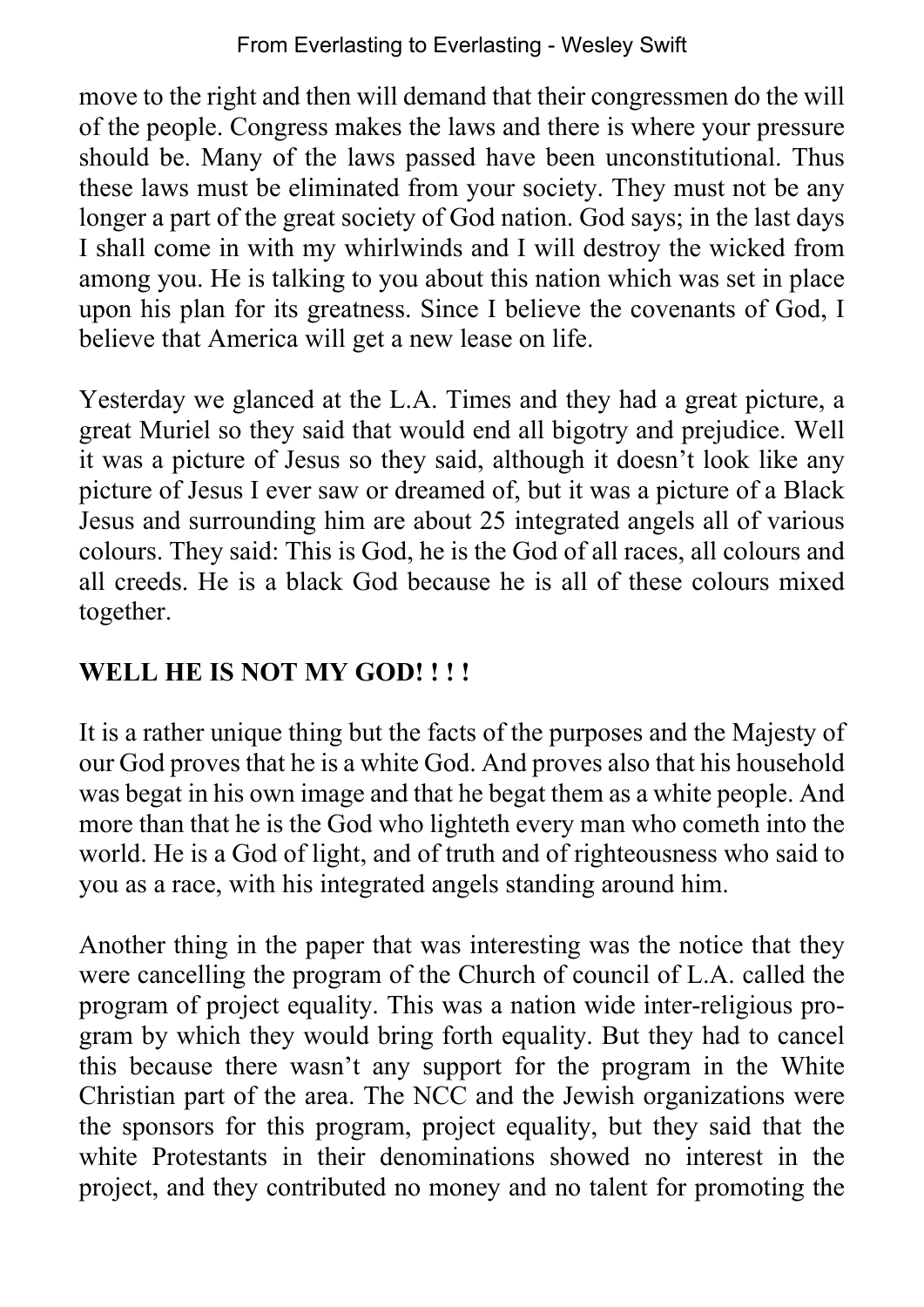move to the right and then will demand that their congressmen do the will of the people. Congress makes the laws and there is where your pressure should be. Many of the laws passed have been unconstitutional. Thus these laws must be eliminated from your society. They must not be any longer a part of the great society of God nation. God says; in the last days I shall come in with my whirlwinds and I will destroy the wicked from among you. He is talking to you about this nation which was set in place upon his plan for its greatness. Since I believe the covenants of God, I believe that America will get a new lease on life.

Yesterday we glanced at the L.A. Times and they had a great picture, a great Muriel so they said that would end all bigotry and prejudice. Well it was a picture of Jesus so they said, although it doesn't look like any picture of Jesus I ever saw or dreamed of, but it was a picture of a Black Jesus and surrounding him are about 25 integrated angels all of various colours. They said: This is God, he is the God of all races, all colours and all creeds. He is a black God because he is all of these colours mixed together.

**WELL HE IS NOT MY GOD! ! ! !**

It is a rather unique thing but the facts of the purposes and the Majesty of our God proves that he is a white God. And proves also that his household was begat in his own image and that he begat them as a white people. And more than that he is the God who lighteth every man who cometh into the world. He is a God of light, and of truth and of righteousness who said to you as a race, with his integrated angels standing around him.

Another thing in the paper that was interesting was the notice that they were cancelling the program of the Church of council of L.A. called the program of project equality. This was a nation wide inter-religious program by which they would bring forth equality. But they had to cancel this because there wasn't any support for the program in the White Christian part of the area. The NCC and the Jewish organizations were the sponsors for this program, project equality, but they said that the white Protestants in their denominations showed no interest in the project, and they contributed no money and no talent for promoting the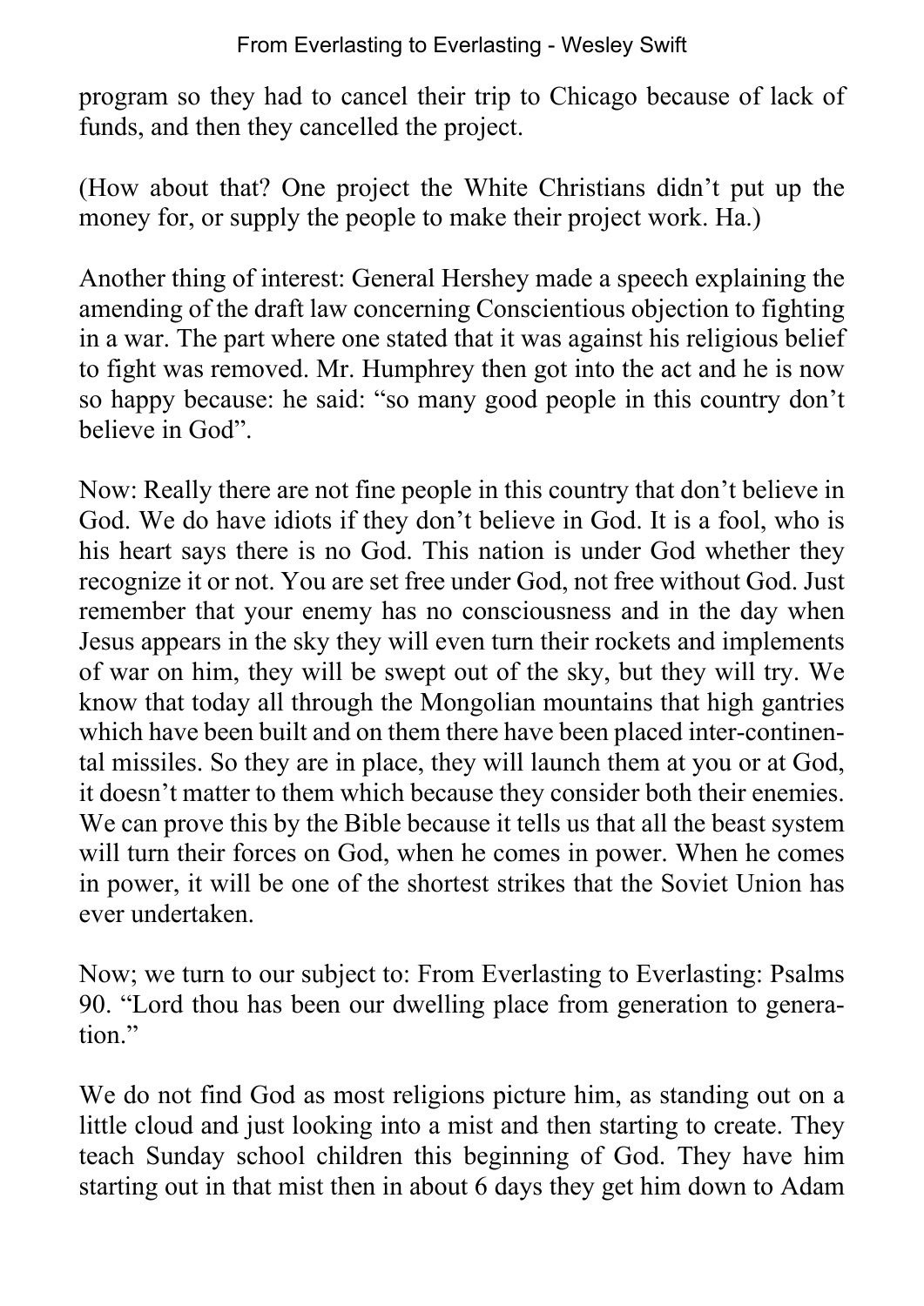program so they had to cancel their trip to Chicago because of lack of funds, and then they cancelled the project.

(How about that? One project the White Christians didn't put up the money for, or supply the people to make their project work. Ha.)

Another thing of interest: General Hershey made a speech explaining the amending of the draft law concerning Conscientious objection to fighting in a war. The part where one stated that it was against his religious belief to fight was removed. Mr. Humphrey then got into the act and he is now so happy because: he said: "so many good people in this country don't believe in God".

Now: Really there are not fine people in this country that don't believe in God. We do have idiots if they don't believe in God. It is a fool, who is his heart says there is no God. This nation is under God whether they recognize it or not. You are set free under God, not free without God. Just remember that your enemy has no consciousness and in the day when Jesus appears in the sky they will even turn their rockets and implements of war on him, they will be swept out of the sky, but they will try. We know that today all through the Mongolian mountains that high gantries which have been built and on them there have been placed inter-continental missiles. So they are in place, they will launch them at you or at God, it doesn't matter to them which because they consider both their enemies. We can prove this by the Bible because it tells us that all the beast system will turn their forces on God, when he comes in power. When he comes in power, it will be one of the shortest strikes that the Soviet Union has ever undertaken.

Now; we turn to our subject to: From Everlasting to Everlasting: Psalms 90. "Lord thou has been our dwelling place from generation to generation."

We do not find God as most religions picture him, as standing out on a little cloud and just looking into a mist and then starting to create. They teach Sunday school children this beginning of God. They have him starting out in that mist then in about 6 days they get him down to Adam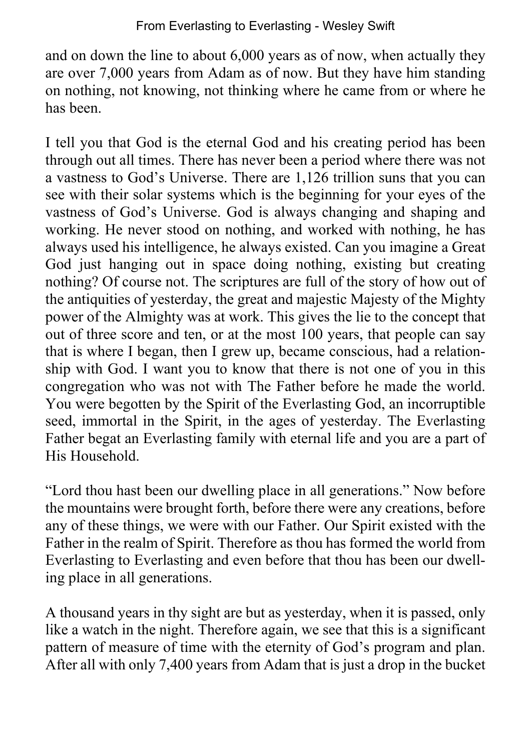and on down the line to about 6,000 years as of now, when actually they are over 7,000 years from Adam as of now. But they have him standing on nothing, not knowing, not thinking where he came from or where he has been.

I tell you that God is the eternal God and his creating period has been through out all times. There has never been a period where there was not a vastness to God's Universe. There are 1,126 trillion suns that you can see with their solar systems which is the beginning for your eyes of the vastness of God's Universe. God is always changing and shaping and working. He never stood on nothing, and worked with nothing, he has always used his intelligence, he always existed. Can you imagine a Great God just hanging out in space doing nothing, existing but creating nothing? Of course not. The scriptures are full of the story of how out of the antiquities of yesterday, the great and majestic Majesty of the Mighty power of the Almighty was at work. This gives the lie to the concept that out of three score and ten, or at the most 100 years, that people can say that is where I began, then I grew up, became conscious, had a relationship with God. I want you to know that there is not one of you in this congregation who was not with The Father before he made the world. You were begotten by the Spirit of the Everlasting God, an incorruptible seed, immortal in the Spirit, in the ages of yesterday. The Everlasting Father begat an Everlasting family with eternal life and you are a part of His Household.

"Lord thou hast been our dwelling place in all generations." Now before the mountains were brought forth, before there were any creations, before any of these things, we were with our Father. Our Spirit existed with the Father in the realm of Spirit. Therefore as thou has formed the world from Everlasting to Everlasting and even before that thou has been our dwelling place in all generations.

A thousand years in thy sight are but as yesterday, when it is passed, only like a watch in the night. Therefore again, we see that this is a significant pattern of measure of time with the eternity of God's program and plan. After all with only 7,400 years from Adam that is just a drop in the bucket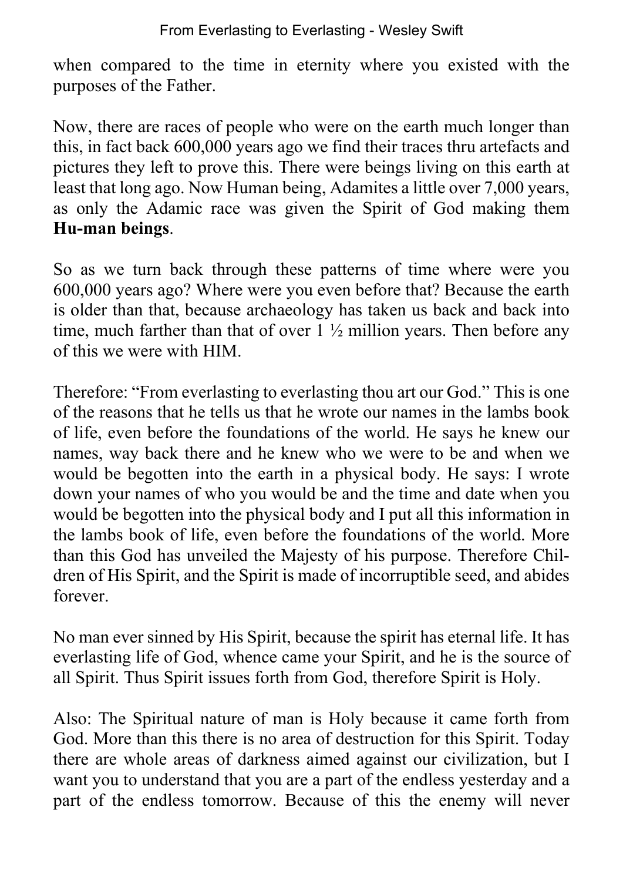when compared to the time in eternity where you existed with the purposes of the Father.

Now, there are races of people who were on the earth much longer than this, in fact back 600,000 years ago we find their traces thru artefacts and pictures they left to prove this. There were beings living on this earth at least that long ago. Now Human being, Adamites a little over 7,000 years, as only the Adamic race was given the Spirit of God making them **Hu-man beings**.

So as we turn back through these patterns of time where were you 600,000 years ago? Where were you even before that? Because the earth is older than that, because archaeology has taken us back and back into time, much farther than that of over 1 ½ million years. Then before any of this we were with HIM.

Therefore: "From everlasting to everlasting thou art our God." This is one of the reasons that he tells us that he wrote our names in the lambs book of life, even before the foundations of the world. He says he knew our names, way back there and he knew who we were to be and when we would be begotten into the earth in a physical body. He says: I wrote down your names of who you would be and the time and date when you would be begotten into the physical body and I put all this information in the lambs book of life, even before the foundations of the world. More than this God has unveiled the Majesty of his purpose. Therefore Children of His Spirit, and the Spirit is made of incorruptible seed, and abides forever.

No man ever sinned by His Spirit, because the spirit has eternal life. It has everlasting life of God, whence came your Spirit, and he is the source of all Spirit. Thus Spirit issues forth from God, therefore Spirit is Holy.

Also: The Spiritual nature of man is Holy because it came forth from God. More than this there is no area of destruction for this Spirit. Today there are whole areas of darkness aimed against our civilization, but I want you to understand that you are a part of the endless yesterday and a part of the endless tomorrow. Because of this the enemy will never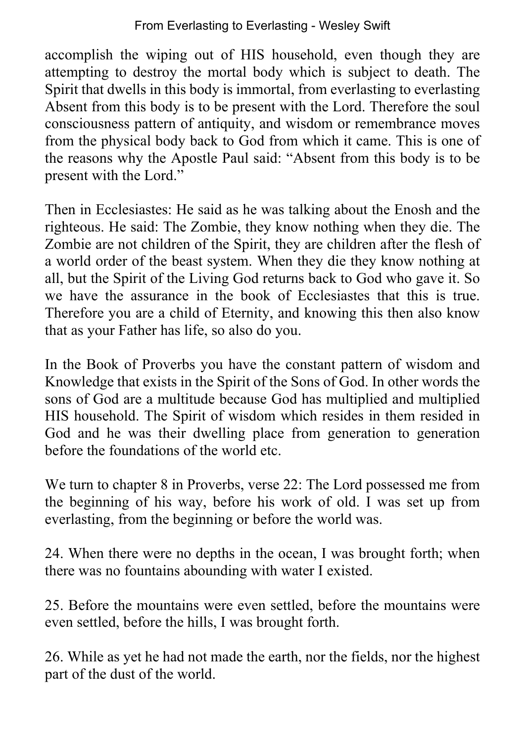accomplish the wiping out of HIS household, even though they are attempting to destroy the mortal body which is subject to death. The Spirit that dwells in this body is immortal, from everlasting to everlasting Absent from this body is to be present with the Lord. Therefore the soul consciousness pattern of antiquity, and wisdom or remembrance moves from the physical body back to God from which it came. This is one of the reasons why the Apostle Paul said: "Absent from this body is to be present with the Lord."

Then in Ecclesiastes: He said as he was talking about the Enosh and the righteous. He said: The Zombie, they know nothing when they die. The Zombie are not children of the Spirit, they are children after the flesh of a world order of the beast system. When they die they know nothing at all, but the Spirit of the Living God returns back to God who gave it. So we have the assurance in the book of Ecclesiastes that this is true. Therefore you are a child of Eternity, and knowing this then also know that as your Father has life, so also do you.

In the Book of Proverbs you have the constant pattern of wisdom and Knowledge that exists in the Spirit of the Sons of God. In other words the sons of God are a multitude because God has multiplied and multiplied HIS household. The Spirit of wisdom which resides in them resided in God and he was their dwelling place from generation to generation before the foundations of the world etc.

We turn to chapter 8 in Proverbs, verse 22: The Lord possessed me from the beginning of his way, before his work of old. I was set up from everlasting, from the beginning or before the world was.

24. When there were no depths in the ocean, I was brought forth; when there was no fountains abounding with water I existed.

25. Before the mountains were even settled, before the mountains were even settled, before the hills, I was brought forth.

26. While as yet he had not made the earth, nor the fields, nor the highest part of the dust of the world.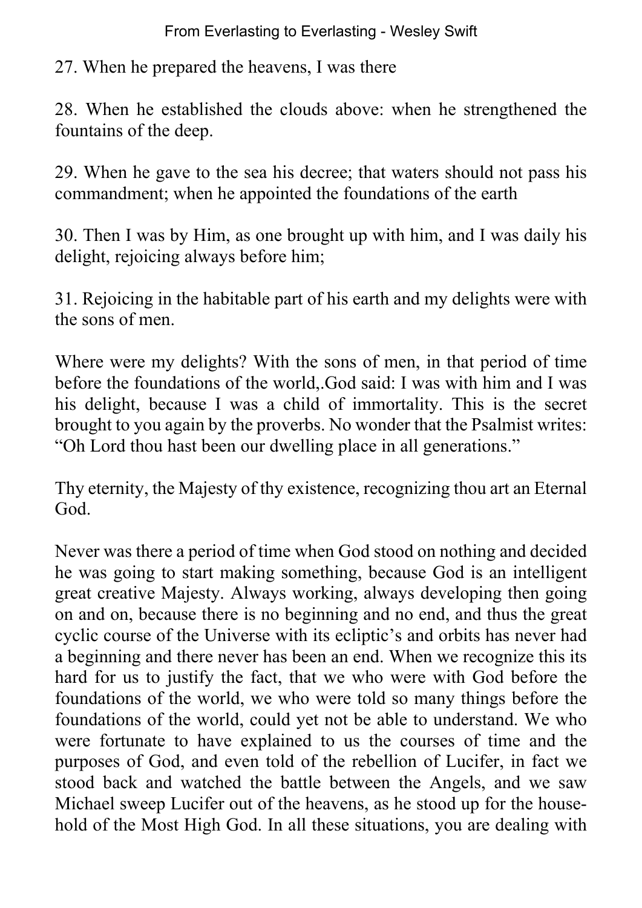27. When he prepared the heavens, I was there

28. When he established the clouds above: when he strengthened the fountains of the deep.

29. When he gave to the sea his decree; that waters should not pass his commandment; when he appointed the foundations of the earth

30. Then I was by Him, as one brought up with him, and I was daily his delight, rejoicing always before him;

31. Rejoicing in the habitable part of his earth and my delights were with the sons of men.

Where were my delights? With the sons of men, in that period of time before the foundations of the world,.God said: I was with him and I was his delight, because I was a child of immortality. This is the secret brought to you again by the proverbs. No wonder that the Psalmist writes: "Oh Lord thou hast been our dwelling place in all generations."

Thy eternity, the Majesty of thy existence, recognizing thou art an Eternal God.

Never was there a period of time when God stood on nothing and decided he was going to start making something, because God is an intelligent great creative Majesty. Always working, always developing then going on and on, because there is no beginning and no end, and thus the great cyclic course of the Universe with its ecliptic's and orbits has never had a beginning and there never has been an end. When we recognize this its hard for us to justify the fact, that we who were with God before the foundations of the world, we who were told so many things before the foundations of the world, could yet not be able to understand. We who were fortunate to have explained to us the courses of time and the purposes of God, and even told of the rebellion of Lucifer, in fact we stood back and watched the battle between the Angels, and we saw Michael sweep Lucifer out of the heavens, as he stood up for the household of the Most High God. In all these situations, you are dealing with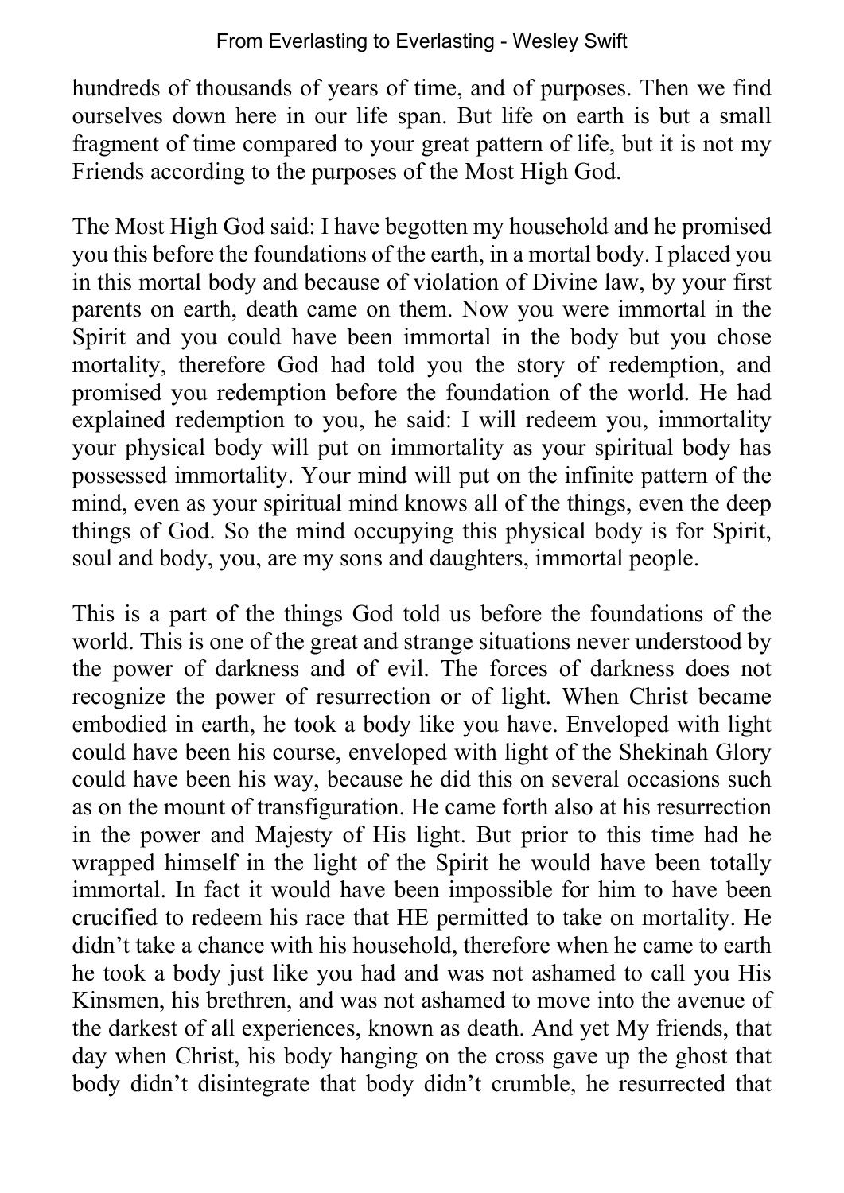hundreds of thousands of years of time, and of purposes. Then we find ourselves down here in our life span. But life on earth is but a small fragment of time compared to your great pattern of life, but it is not my Friends according to the purposes of the Most High God.

The Most High God said: I have begotten my household and he promised you this before the foundations of the earth, in a mortal body. I placed you in this mortal body and because of violation of Divine law, by your first parents on earth, death came on them. Now you were immortal in the Spirit and you could have been immortal in the body but you chose mortality, therefore God had told you the story of redemption, and promised you redemption before the foundation of the world. He had explained redemption to you, he said: I will redeem you, immortality your physical body will put on immortality as your spiritual body has possessed immortality. Your mind will put on the infinite pattern of the mind, even as your spiritual mind knows all of the things, even the deep things of God. So the mind occupying this physical body is for Spirit, soul and body, you, are my sons and daughters, immortal people.

This is a part of the things God told us before the foundations of the world. This is one of the great and strange situations never understood by the power of darkness and of evil. The forces of darkness does not recognize the power of resurrection or of light. When Christ became embodied in earth, he took a body like you have. Enveloped with light could have been his course, enveloped with light of the Shekinah Glory could have been his way, because he did this on several occasions such as on the mount of transfiguration. He came forth also at his resurrection in the power and Majesty of His light. But prior to this time had he wrapped himself in the light of the Spirit he would have been totally immortal. In fact it would have been impossible for him to have been crucified to redeem his race that HE permitted to take on mortality. He didn't take a chance with his household, therefore when he came to earth he took a body just like you had and was not ashamed to call you His Kinsmen, his brethren, and was not ashamed to move into the avenue of the darkest of all experiences, known as death. And yet My friends, that day when Christ, his body hanging on the cross gave up the ghost that body didn't disintegrate that body didn't crumble, he resurrected that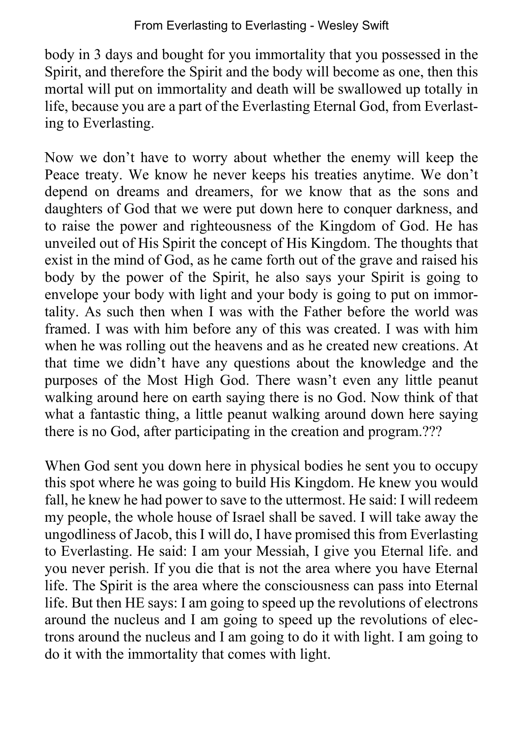body in 3 days and bought for you immortality that you possessed in the Spirit, and therefore the Spirit and the body will become as one, then this mortal will put on immortality and death will be swallowed up totally in life, because you are a part of the Everlasting Eternal God, from Everlasting to Everlasting.

Now we don't have to worry about whether the enemy will keep the Peace treaty. We know he never keeps his treaties anytime. We don't depend on dreams and dreamers, for we know that as the sons and daughters of God that we were put down here to conquer darkness, and to raise the power and righteousness of the Kingdom of God. He has unveiled out of His Spirit the concept of His Kingdom. The thoughts that exist in the mind of God, as he came forth out of the grave and raised his body by the power of the Spirit, he also says your Spirit is going to envelope your body with light and your body is going to put on immortality. As such then when I was with the Father before the world was framed. I was with him before any of this was created. I was with him when he was rolling out the heavens and as he created new creations. At that time we didn't have any questions about the knowledge and the purposes of the Most High God. There wasn't even any little peanut walking around here on earth saying there is no God. Now think of that what a fantastic thing, a little peanut walking around down here saying there is no God, after participating in the creation and program.???

When God sent you down here in physical bodies he sent you to occupy this spot where he was going to build His Kingdom. He knew you would fall, he knew he had power to save to the uttermost. He said: I will redeem my people, the whole house of Israel shall be saved. I will take away the ungodliness of Jacob, this I will do, I have promised this from Everlasting to Everlasting. He said: I am your Messiah, I give you Eternal life. and you never perish. If you die that is not the area where you have Eternal life. The Spirit is the area where the consciousness can pass into Eternal life. But then HE says: I am going to speed up the revolutions of electrons around the nucleus and I am going to speed up the revolutions of electrons around the nucleus and I am going to do it with light. I am going to do it with the immortality that comes with light.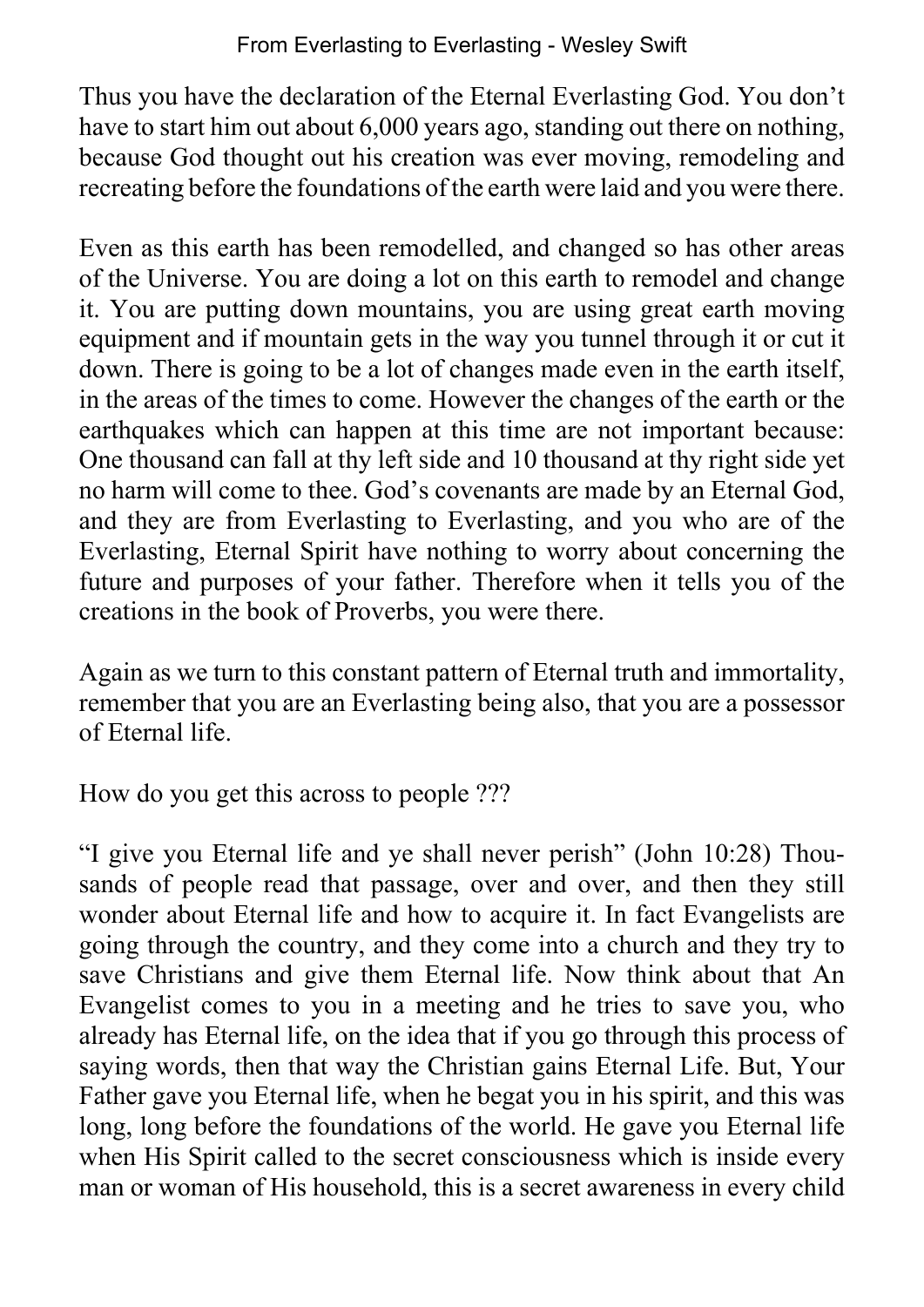Thus you have the declaration of the Eternal Everlasting God. You don't have to start him out about 6,000 years ago, standing out there on nothing, because God thought out his creation was ever moving, remodeling and recreating before the foundations of the earth were laid and you were there.

Even as this earth has been remodelled, and changed so has other areas of the Universe. You are doing a lot on this earth to remodel and change it. You are putting down mountains, you are using great earth moving equipment and if mountain gets in the way you tunnel through it or cut it down. There is going to be a lot of changes made even in the earth itself, in the areas of the times to come. However the changes of the earth or the earthquakes which can happen at this time are not important because: One thousand can fall at thy left side and 10 thousand at thy right side yet no harm will come to thee. God's covenants are made by an Eternal God, and they are from Everlasting to Everlasting, and you who are of the Everlasting, Eternal Spirit have nothing to worry about concerning the future and purposes of your father. Therefore when it tells you of the creations in the book of Proverbs, you were there.

Again as we turn to this constant pattern of Eternal truth and immortality, remember that you are an Everlasting being also, that you are a possessor of Eternal life.

How do you get this across to people ???

"I give you Eternal life and ye shall never perish" (John 10:28) Thousands of people read that passage, over and over, and then they still wonder about Eternal life and how to acquire it. In fact Evangelists are going through the country, and they come into a church and they try to save Christians and give them Eternal life. Now think about that An Evangelist comes to you in a meeting and he tries to save you, who already has Eternal life, on the idea that if you go through this process of saying words, then that way the Christian gains Eternal Life. But, Your Father gave you Eternal life, when he begat you in his spirit, and this was long, long before the foundations of the world. He gave you Eternal life when His Spirit called to the secret consciousness which is inside every man or woman of His household, this is a secret awareness in every child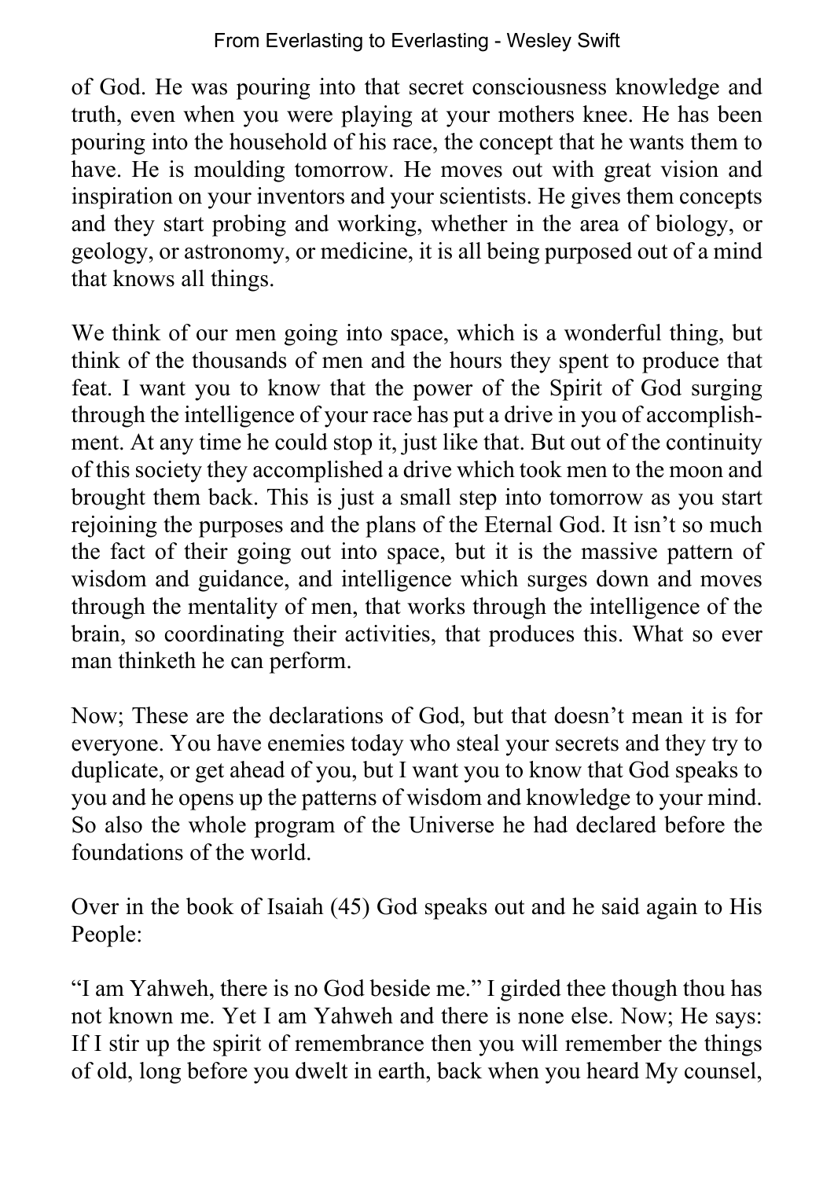of God. He was pouring into that secret consciousness knowledge and truth, even when you were playing at your mothers knee. He has been pouring into the household of his race, the concept that he wants them to have. He is moulding tomorrow. He moves out with great vision and inspiration on your inventors and your scientists. He gives them concepts and they start probing and working, whether in the area of biology, or geology, or astronomy, or medicine, it is all being purposed out of a mind that knows all things.

We think of our men going into space, which is a wonderful thing, but think of the thousands of men and the hours they spent to produce that feat. I want you to know that the power of the Spirit of God surging through the intelligence of your race has put a drive in you of accomplishment. At any time he could stop it, just like that. But out of the continuity of this society they accomplished a drive which took men to the moon and brought them back. This is just a small step into tomorrow as you start rejoining the purposes and the plans of the Eternal God. It isn't so much the fact of their going out into space, but it is the massive pattern of wisdom and guidance, and intelligence which surges down and moves through the mentality of men, that works through the intelligence of the brain, so coordinating their activities, that produces this. What so ever man thinketh he can perform.

Now; These are the declarations of God, but that doesn't mean it is for everyone. You have enemies today who steal your secrets and they try to duplicate, or get ahead of you, but I want you to know that God speaks to you and he opens up the patterns of wisdom and knowledge to your mind. So also the whole program of the Universe he had declared before the foundations of the world.

Over in the book of Isaiah (45) God speaks out and he said again to His People:

"I am Yahweh, there is no God beside me." I girded thee though thou has not known me. Yet I am Yahweh and there is none else. Now; He says: If I stir up the spirit of remembrance then you will remember the things of old, long before you dwelt in earth, back when you heard My counsel,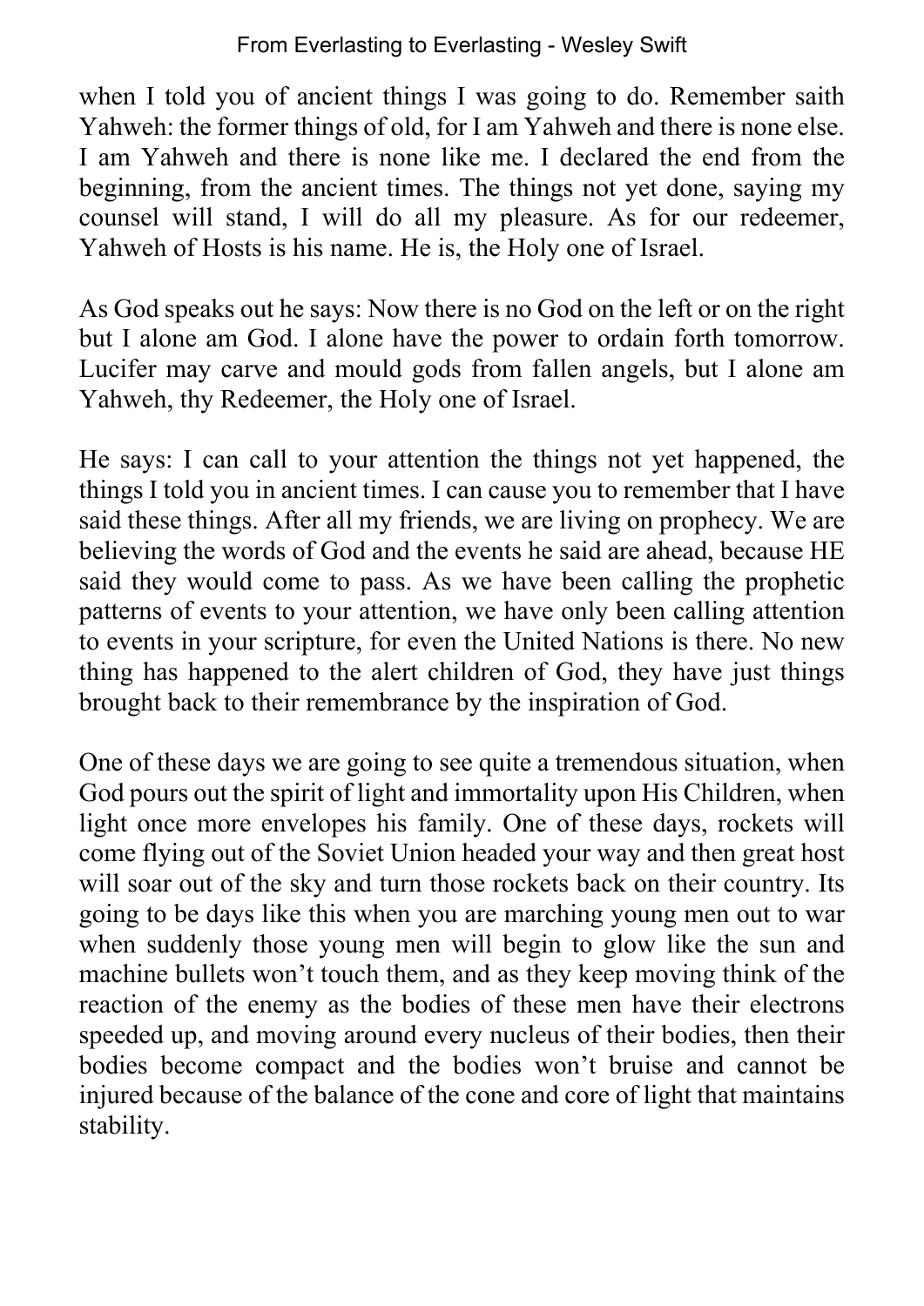when I told you of ancient things I was going to do. Remember saith Yahweh: the former things of old, for I am Yahweh and there is none else. I am Yahweh and there is none like me. I declared the end from the beginning, from the ancient times. The things not yet done, saying my counsel will stand, I will do all my pleasure. As for our redeemer, Yahweh of Hosts is his name. He is, the Holy one of Israel.

As God speaks out he says: Now there is no God on the left or on the right but I alone am God. I alone have the power to ordain forth tomorrow. Lucifer may carve and mould gods from fallen angels, but I alone am Yahweh, thy Redeemer, the Holy one of Israel.

He says: I can call to your attention the things not yet happened, the things I told you in ancient times. I can cause you to remember that I have said these things. After all my friends, we are living on prophecy. We are believing the words of God and the events he said are ahead, because HE said they would come to pass. As we have been calling the prophetic patterns of events to your attention, we have only been calling attention to events in your scripture, for even the United Nations is there. No new thing has happened to the alert children of God, they have just things brought back to their remembrance by the inspiration of God.

One of these days we are going to see quite a tremendous situation, when God pours out the spirit of light and immortality upon His Children, when light once more envelopes his family. One of these days, rockets will come flying out of the Soviet Union headed your way and then great host will soar out of the sky and turn those rockets back on their country. Its going to be days like this when you are marching young men out to war when suddenly those young men will begin to glow like the sun and machine bullets won't touch them, and as they keep moving think of the reaction of the enemy as the bodies of these men have their electrons speeded up, and moving around every nucleus of their bodies, then their bodies become compact and the bodies won't bruise and cannot be injured because of the balance of the cone and core of light that maintains stability.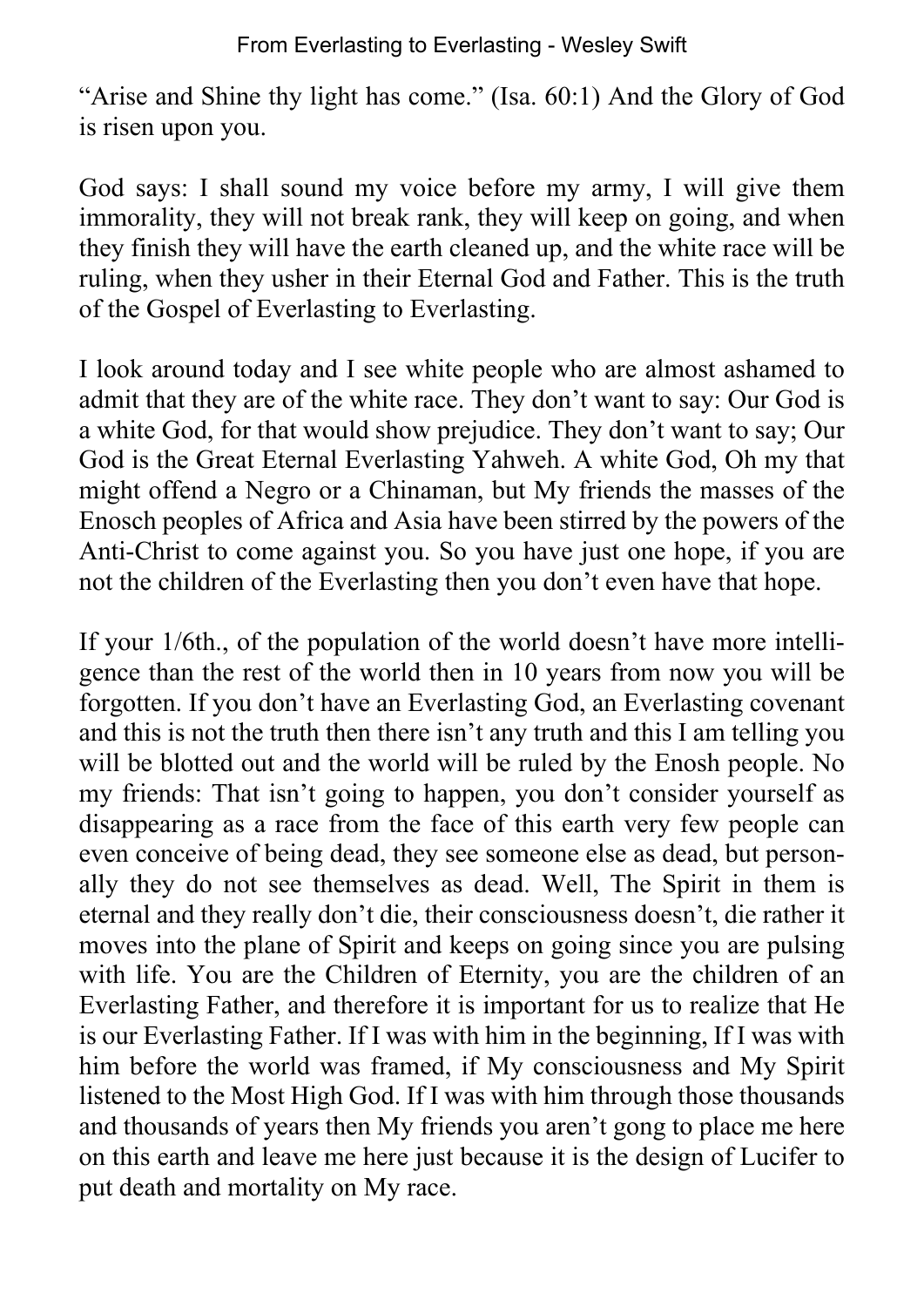"Arise and Shine thy light has come." (Isa. 60:1) And the Glory of God is risen upon you.

God says: I shall sound my voice before my army, I will give them immorality, they will not break rank, they will keep on going, and when they finish they will have the earth cleaned up, and the white race will be ruling, when they usher in their Eternal God and Father. This is the truth of the Gospel of Everlasting to Everlasting.

I look around today and I see white people who are almost ashamed to admit that they are of the white race. They don't want to say: Our God is a white God, for that would show prejudice. They don't want to say; Our God is the Great Eternal Everlasting Yahweh. A white God, Oh my that might offend a Negro or a Chinaman, but My friends the masses of the Enosch peoples of Africa and Asia have been stirred by the powers of the Anti-Christ to come against you. So you have just one hope, if you are not the children of the Everlasting then you don't even have that hope.

If your 1/6th., of the population of the world doesn't have more intelligence than the rest of the world then in 10 years from now you will be forgotten. If you don't have an Everlasting God, an Everlasting covenant and this is not the truth then there isn't any truth and this I am telling you will be blotted out and the world will be ruled by the Enosh people. No my friends: That isn't going to happen, you don't consider yourself as disappearing as a race from the face of this earth very few people can even conceive of being dead, they see someone else as dead, but personally they do not see themselves as dead. Well, The Spirit in them is eternal and they really don't die, their consciousness doesn't, die rather it moves into the plane of Spirit and keeps on going since you are pulsing with life. You are the Children of Eternity, you are the children of an Everlasting Father, and therefore it is important for us to realize that He is our Everlasting Father. If I was with him in the beginning, If I was with him before the world was framed, if My consciousness and My Spirit listened to the Most High God. If I was with him through those thousands and thousands of years then My friends you aren't gong to place me here on this earth and leave me here just because it is the design of Lucifer to put death and mortality on My race.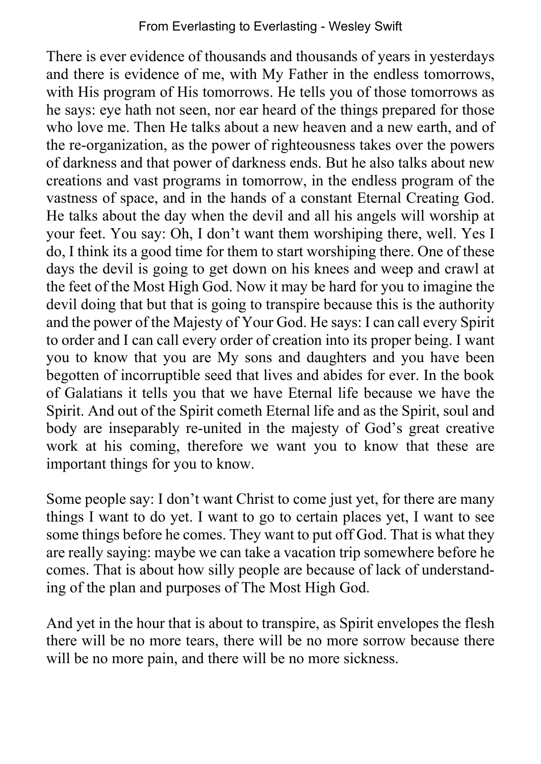There is ever evidence of thousands and thousands of years in yesterdays and there is evidence of me, with My Father in the endless tomorrows, with His program of His tomorrows. He tells you of those tomorrows as he says: eye hath not seen, nor ear heard of the things prepared for those who love me. Then He talks about a new heaven and a new earth, and of the re-organization, as the power of righteousness takes over the powers of darkness and that power of darkness ends. But he also talks about new creations and vast programs in tomorrow, in the endless program of the vastness of space, and in the hands of a constant Eternal Creating God. He talks about the day when the devil and all his angels will worship at your feet. You say: Oh, I don't want them worshiping there, well. Yes I do, I think its a good time for them to start worshiping there. One of these days the devil is going to get down on his knees and weep and crawl at the feet of the Most High God. Now it may be hard for you to imagine the devil doing that but that is going to transpire because this is the authority and the power of the Majesty of Your God. He says: I can call every Spirit to order and I can call every order of creation into its proper being. I want you to know that you are My sons and daughters and you have been begotten of incorruptible seed that lives and abides for ever. In the book of Galatians it tells you that we have Eternal life because we have the Spirit. And out of the Spirit cometh Eternal life and as the Spirit, soul and body are inseparably re-united in the majesty of God's great creative work at his coming, therefore we want you to know that these are important things for you to know.

Some people say: I don't want Christ to come just yet, for there are many things I want to do yet. I want to go to certain places yet, I want to see some things before he comes. They want to put off God. That is what they are really saying: maybe we can take a vacation trip somewhere before he comes. That is about how silly people are because of lack of understanding of the plan and purposes of The Most High God.

And yet in the hour that is about to transpire, as Spirit envelopes the flesh there will be no more tears, there will be no more sorrow because there will be no more pain, and there will be no more sickness.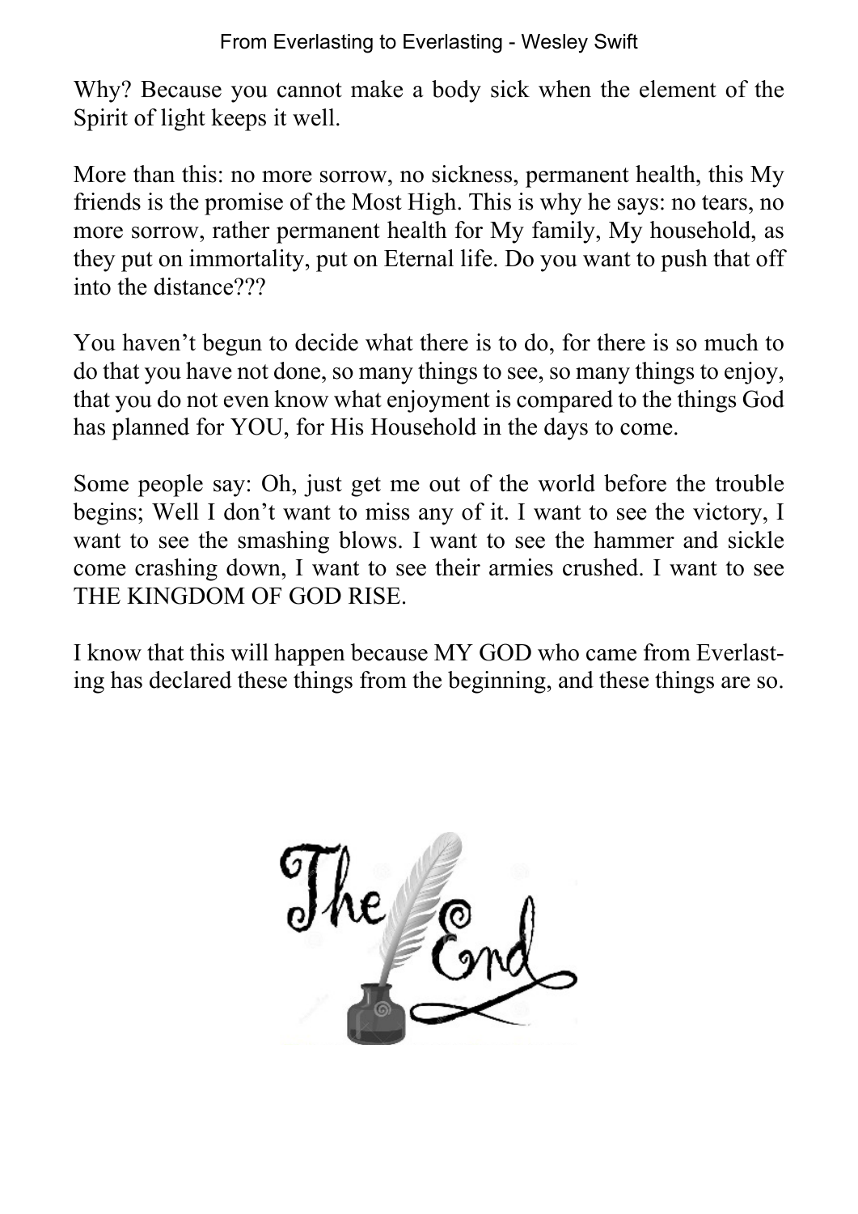Why? Because you cannot make a body sick when the element of the Spirit of light keeps it well.

More than this: no more sorrow, no sickness, permanent health, this My friends is the promise of the Most High. This is why he says: no tears, no more sorrow, rather permanent health for My family, My household, as they put on immortality, put on Eternal life. Do you want to push that off into the distance???

You haven't begun to decide what there is to do, for there is so much to do that you have not done, so many things to see, so many things to enjoy, that you do not even know what enjoyment is compared to the things God has planned for YOU, for His Household in the days to come.

Some people say: Oh, just get me out of the world before the trouble begins; Well I don't want to miss any of it. I want to see the victory, I want to see the smashing blows. I want to see the hammer and sickle come crashing down, I want to see their armies crushed. I want to see THE KINGDOM OF GOD RISE.

I know that this will happen because MY GOD who came from Everlasting has declared these things from the beginning, and these things are so.

The End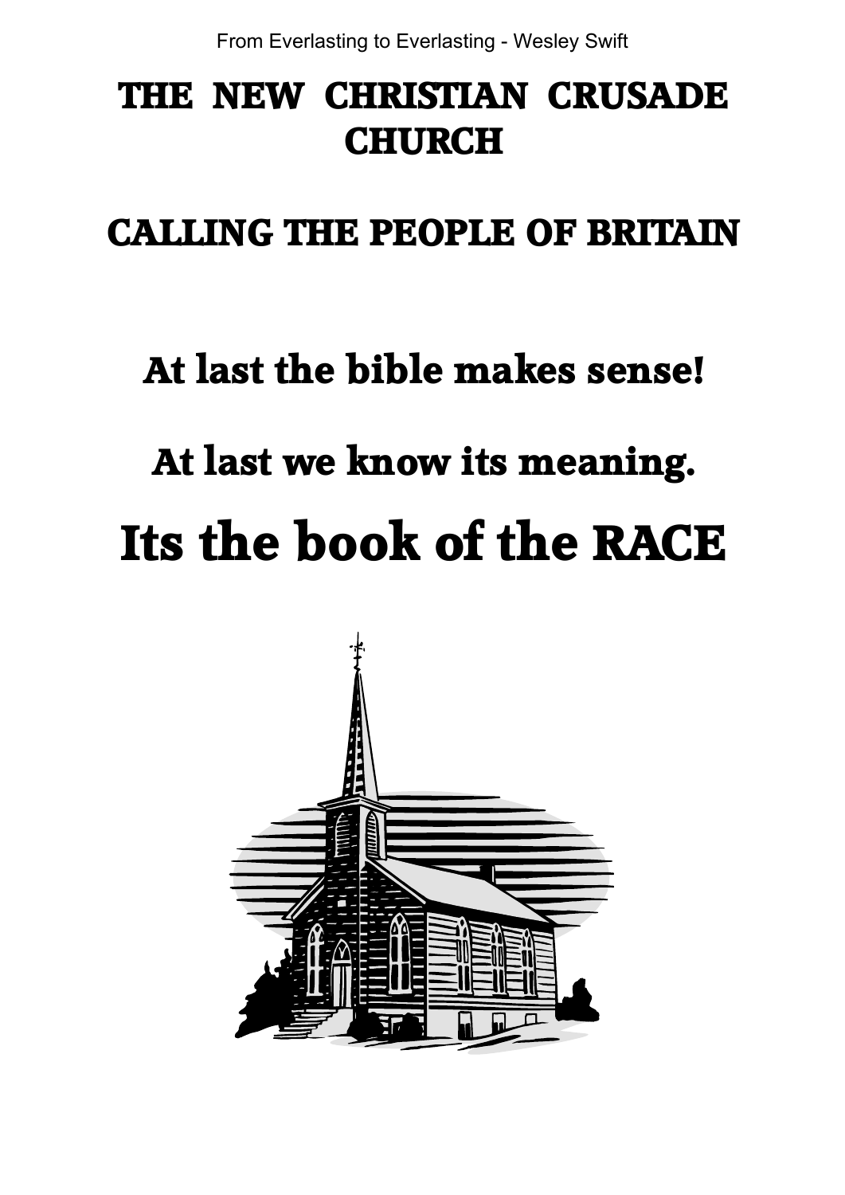# THE NEW CHRISTIAN CRUSADE CHURCH

## CALLING THE PEOPLE OF BRITAIN

## At last the bible makes sense!

## At last we know its meaning.

# Its the book of the RACE